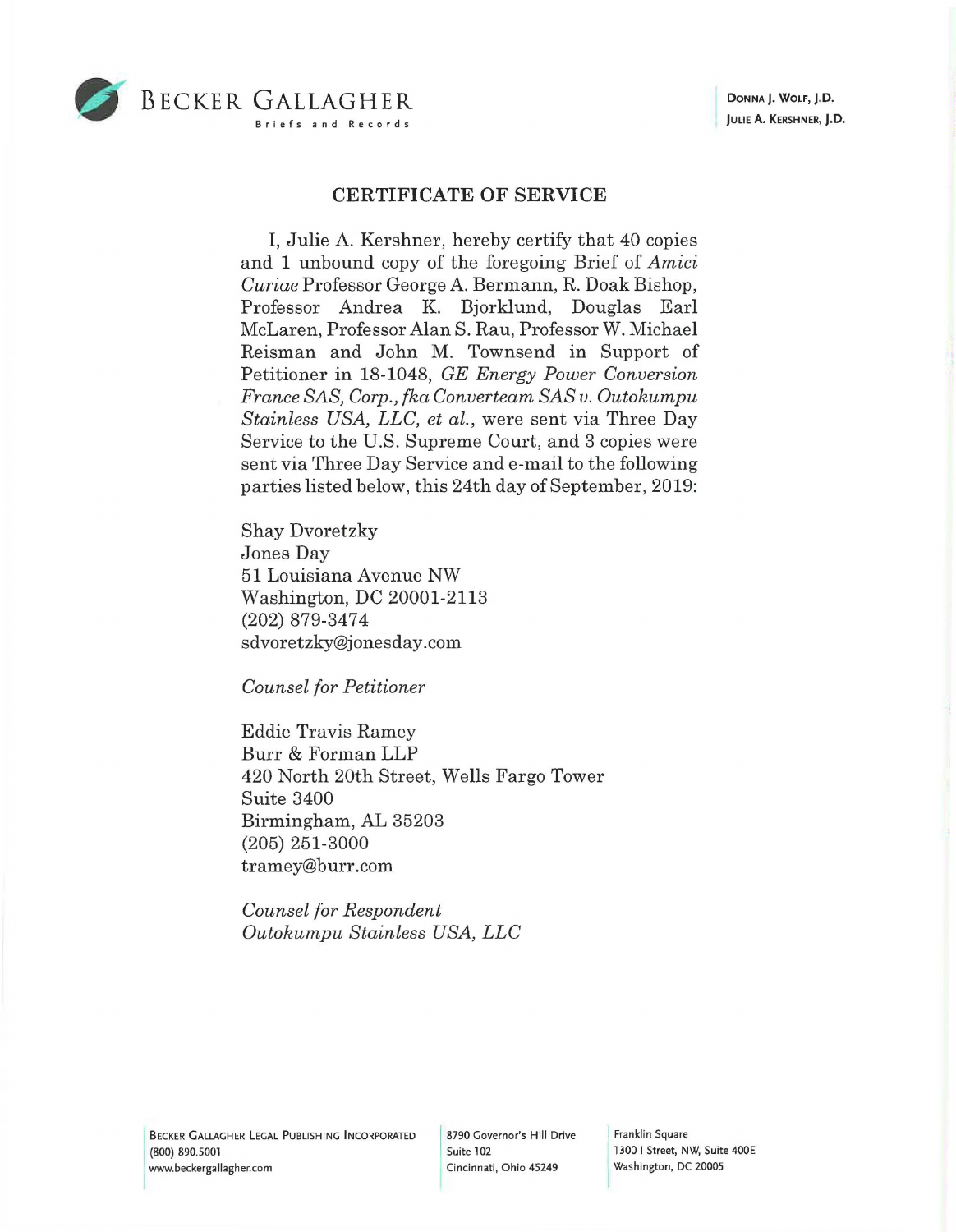BECKER GALLAGHER
Briefs and Records

DONNA J. WOLF, J.D.
JULIE A. KERSHNER, J.D.

## CERTIFICATE OF SERVICE

I, Julie A. Kershner, hereby certify that 40 copies and 1 unbound copy of the foregoing Brief of *Amici Curiae* Professor George A. Bermann, R. Doak Bishop, Professor Andrea K. Bjorklund, Douglas Earl McLaren, Professor Alan S. Rau, Professor W. Michael Reisman and John M. Townsend in Support of Petitioner in 18-1048, *GE Energy Power Conversion France SAS, Corp., fka Converteam SAS v. Outokumpu Stainless USA, LLC, et al.*, were sent via Three Day Service to the U.S. Supreme Court, and 3 copies were sent via Three Day Service and e-mail to the following parties listed below, this 24th day of September, 2019:

Shay Dvoretzky
Jones Day
51 Louisiana Avenue NW
Washington, DC 20001-2113
(202) 879-3474
sdvoretzky@jonesday.com

*Counsel for Petitioner*

Eddie Travis Ramey
Burr & Forman LLP
420 North 20th Street, Wells Fargo Tower
Suite 3400
Birmingham, AL 35203
(205) 251-3000
tramey@burr.com

*Counsel for Respondent Outokumpu Stainless USA, LLC*

BECKER GALLAGHER LEGAL PUBLISHING INCORPORATED
(800) 890.5001
www.beckergallagher.com

8790 Governor's Hill Drive
Suite 102
Cincinnati, Ohio 45249

Franklin Square
1300 I Street, NW, Suite 400E
Washington, DC 20005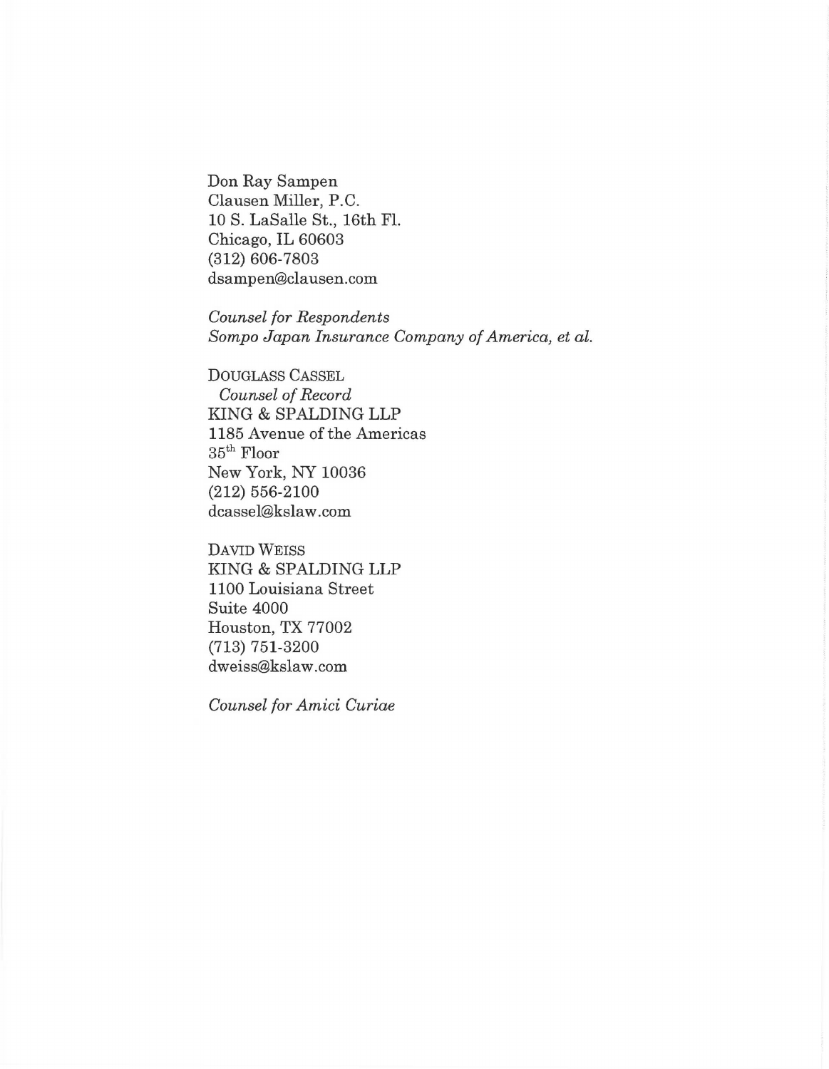Don Ray Sampen
Clausen Miller, P.C.
10 S. LaSalle St., 16th Fl.
Chicago, IL 60603
(312) 606-7803
dsampen@clausen.com

*Counsel for Respondents*
*Sompo Japan Insurance Company of America, et al.*

DOUGLASS CASSEL
*Counsel of Record*
KING & SPALDING LLP
1185 Avenue of the Americas
35th Floor
New York, NY 10036
(212) 556-2100
dcassel@kslaw.com

DAVID WEISS
KING & SPALDING LLP
1100 Louisiana Street
Suite 4000
Houston, TX 77002
(713) 751-3200
dweiss@kslaw.com

*Counsel for Amici Curiae*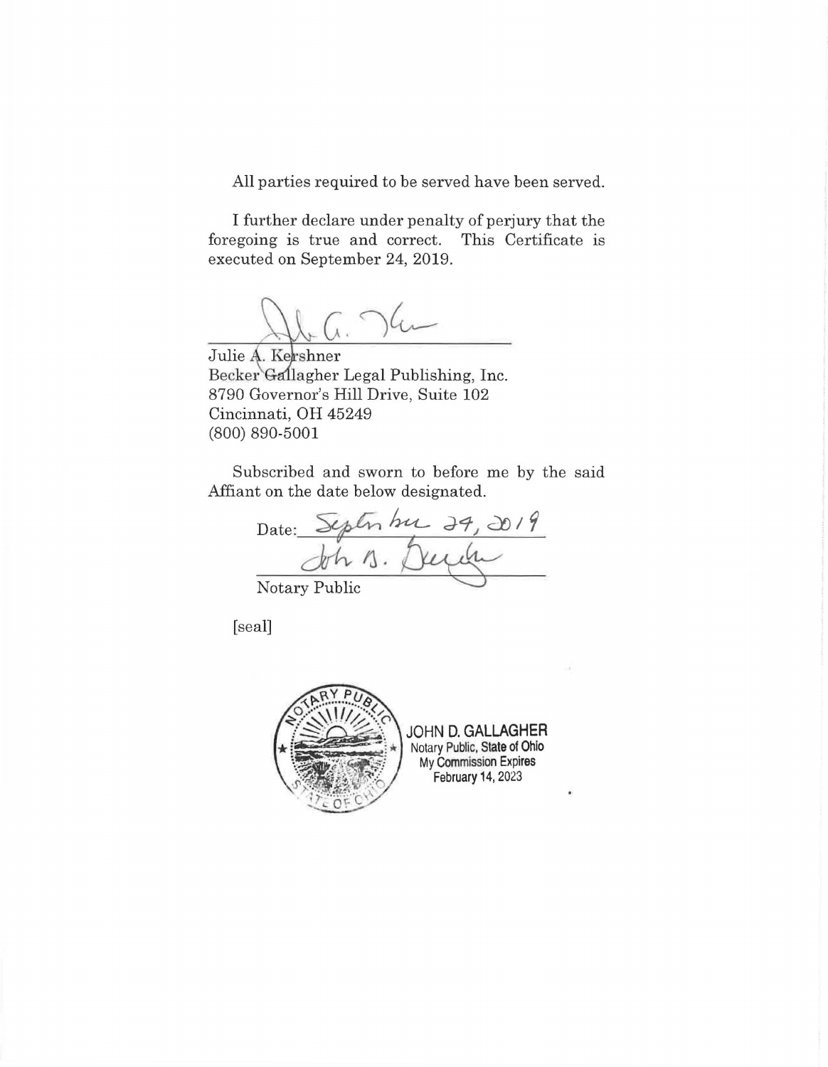All parties required to be served have been served.

I further declare under penalty of perjury that the foregoing is true and correct. This Certificate is executed on September 24, 2019.

Julie A. Kershner
Becker Gallagher Legal Publishing, Inc.
8790 Governor's Hill Drive, Suite 102
Cincinnati, OH 45249
(800) 890-5001

Subscribed and sworn to before me by the said Affiant on the date below designated.

Date: September 24, 2019

Notary Public

[seal]

NOTARY PUBLIC STATE OF OHIO

JOHN D. GALLAGHER
Notary Public, State of Ohio
My Commission Expires
February 14, 2023